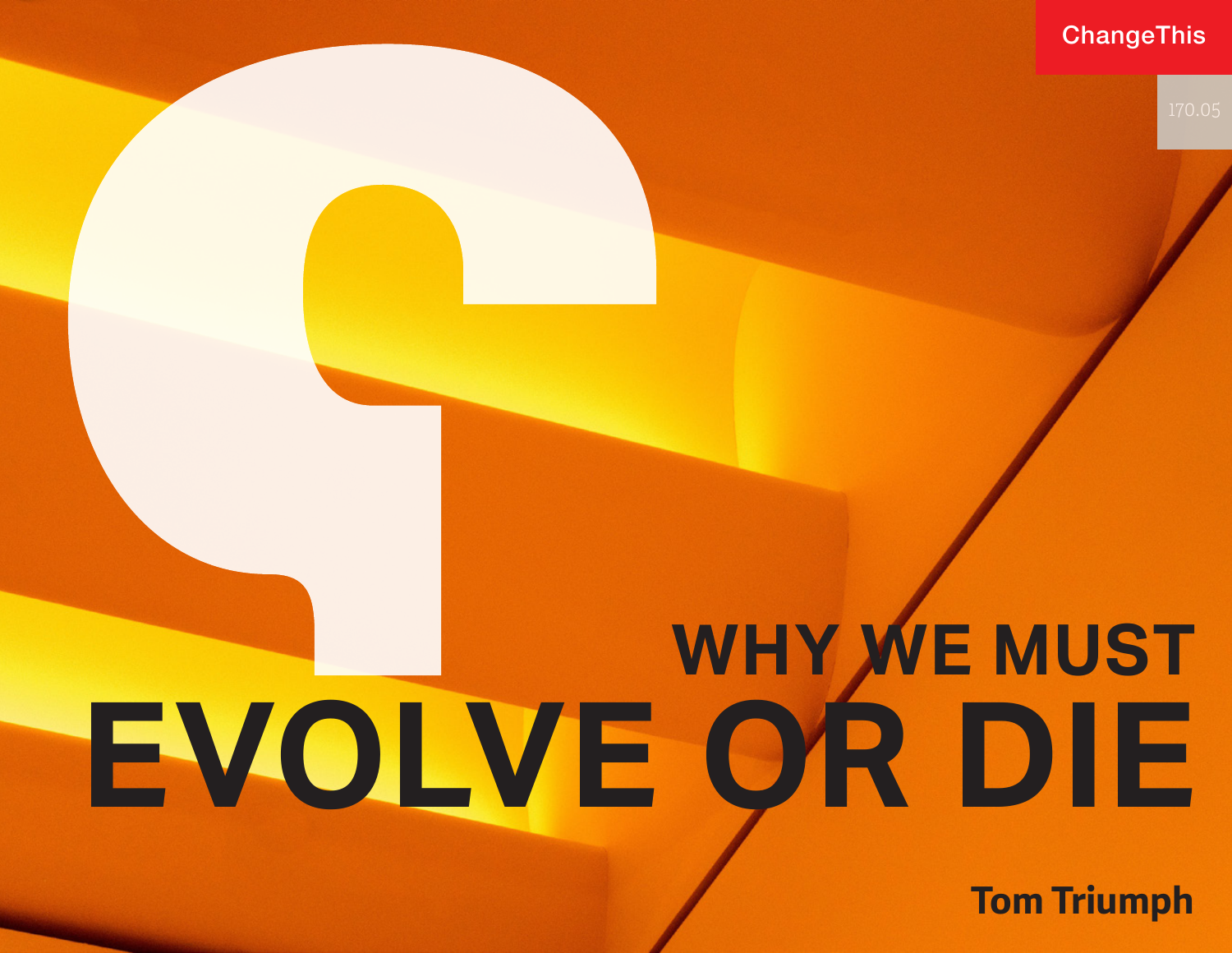ChangeThis

170.05

# WHY WE MUST EVOLVE OR DIE

**Tom Triumph**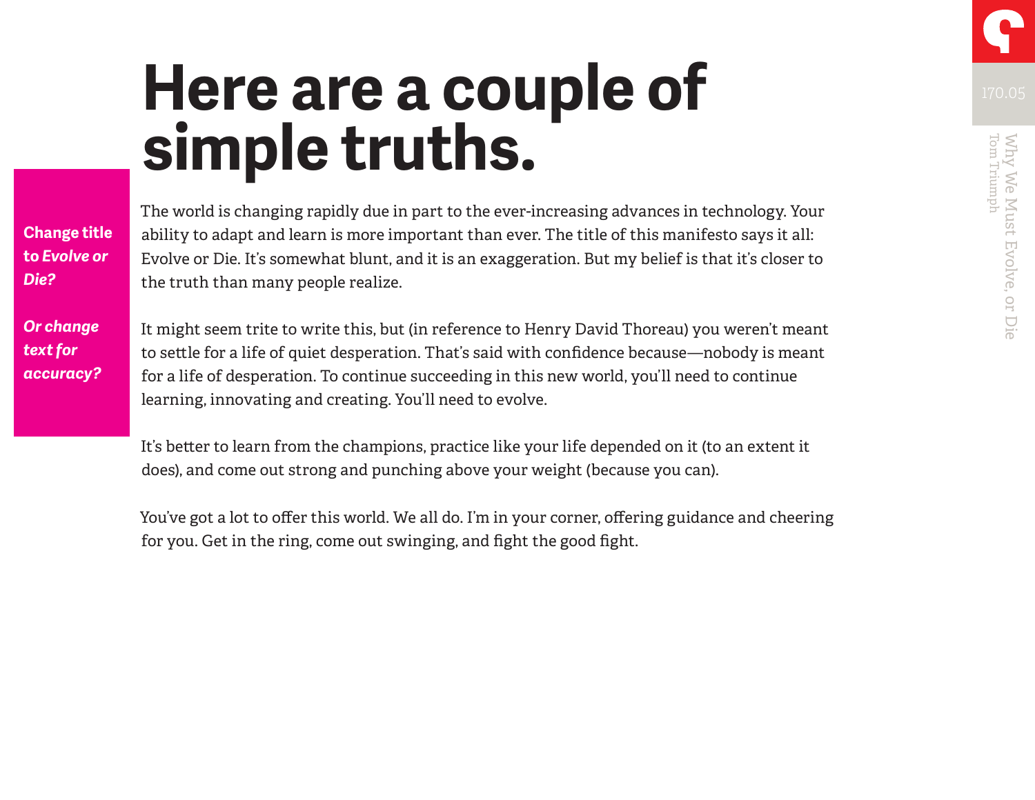# Here are a couple of simple truths.

**Change title to *Evolve or Die?***

***Or change text for accuracy?***

The world is changing rapidly due in part to the ever-increasing advances in technology. Your ability to adapt and learn is more important than ever. The title of this manifesto says it all: Evolve or Die. It's somewhat blunt, and it is an exaggeration. But my belief is that it's closer to the truth than many people realize.

It might seem trite to write this, but (in reference to Henry David Thoreau) you weren't meant to settle for a life of quiet desperation. That's said with confidence because—nobody is meant for a life of desperation. To continue succeeding in this new world, you'll need to continue learning, innovating and creating. You'll need to evolve.

It's better to learn from the champions, practice like your life depended on it (to an extent it does), and come out strong and punching above your weight (because you can).

You've got a lot to offer this world. We all do. I'm in your corner, offering guidance and cheering for you. Get in the ring, come out swinging, and fight the good fight.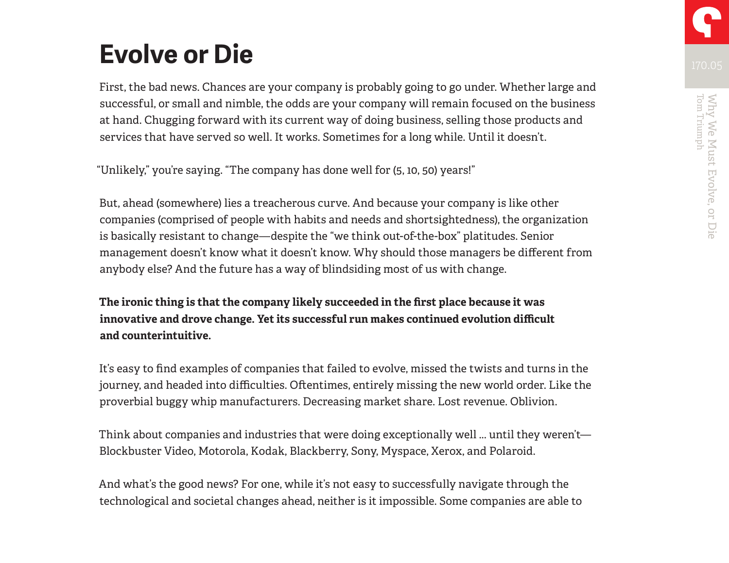# Evolve or Die

First, the bad news. Chances are your company is probably going to go under. Whether large and successful, or small and nimble, the odds are your company will remain focused on the business at hand. Chugging forward with its current way of doing business, selling those products and services that have served so well. It works. Sometimes for a long while. Until it doesn't.

"Unlikely," you're saying. "The company has done well for (5, 10, 50) years!"

But, ahead (somewhere) lies a treacherous curve. And because your company is like other companies (comprised of people with habits and needs and shortsightedness), the organization is basically resistant to change—despite the "we think out-of-the-box" platitudes. Senior management doesn't know what it doesn't know. Why should those managers be different from anybody else? And the future has a way of blindsiding most of us with change.

**The ironic thing is that the company likely succeeded in the first place because it was innovative and drove change. Yet its successful run makes continued evolution difficult and counterintuitive.**

It's easy to find examples of companies that failed to evolve, missed the twists and turns in the journey, and headed into difficulties. Oftentimes, entirely missing the new world order. Like the proverbial buggy whip manufacturers. Decreasing market share. Lost revenue. Oblivion.

Think about companies and industries that were doing exceptionally well ... until they weren't—Blockbuster Video, Motorola, Kodak, Blackberry, Sony, Myspace, Xerox, and Polaroid.

And what's the good news? For one, while it's not easy to successfully navigate through the technological and societal changes ahead, neither is it impossible. Some companies are able to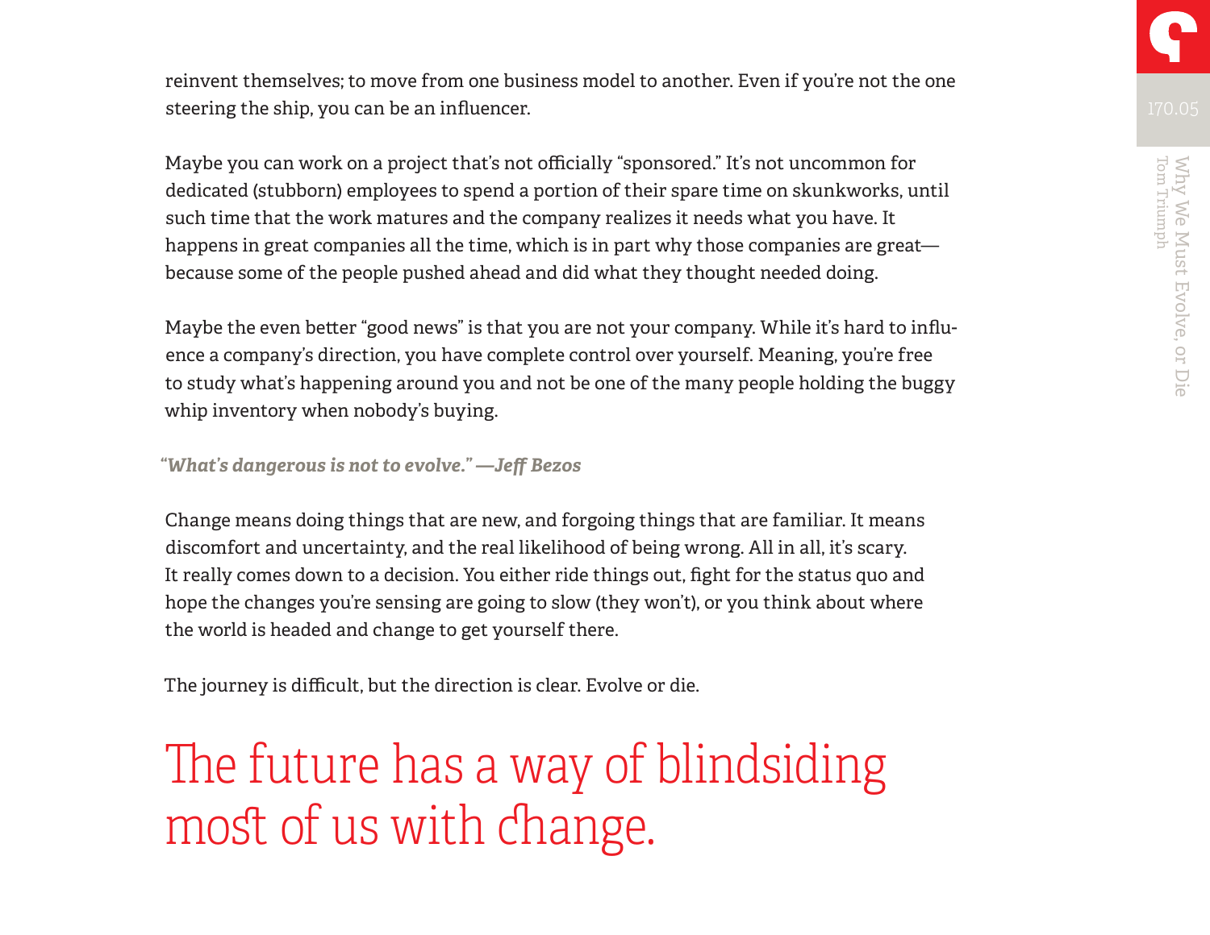reinvent themselves; to move from one business model to another. Even if you're not the one steering the ship, you can be an influencer.

Maybe you can work on a project that's not officially "sponsored." It's not uncommon for dedicated (stubborn) employees to spend a portion of their spare time on skunkworks, until such time that the work matures and the company realizes it needs what you have. It happens in great companies all the time, which is in part why those companies are great—because some of the people pushed ahead and did what they thought needed doing.

Maybe the even better "good news" is that you are not your company. While it's hard to influence a company's direction, you have complete control over yourself. Meaning, you're free to study what's happening around you and not be one of the many people holding the buggy whip inventory when nobody's buying.

***"What's dangerous is not to evolve." —Jeff Bezos***

Change means doing things that are new, and forgoing things that are familiar. It means discomfort and uncertainty, and the real likelihood of being wrong. All in all, it's scary. It really comes down to a decision. You either ride things out, fight for the status quo and hope the changes you're sensing are going to slow (they won't), or you think about where the world is headed and change to get yourself there.

The journey is difficult, but the direction is clear. Evolve or die.

## The future has a way of blindsiding most of us with change.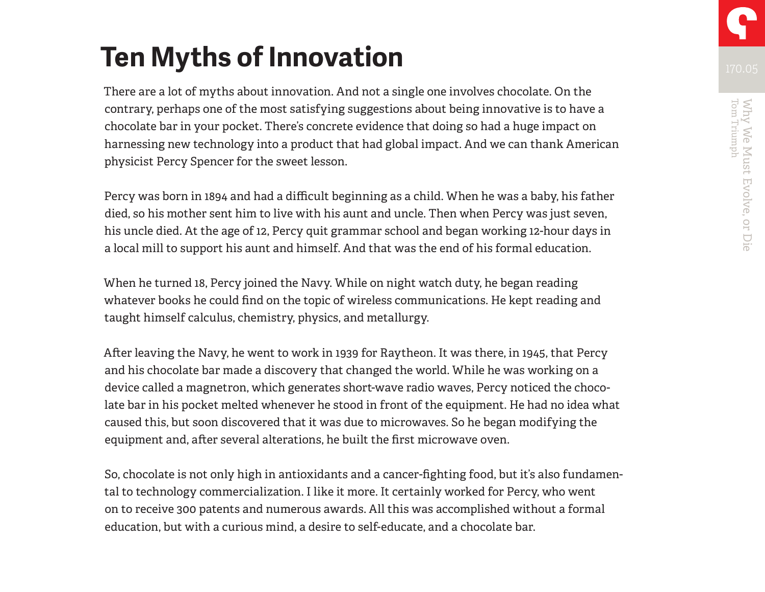# Ten Myths of Innovation

There are a lot of myths about innovation. And not a single one involves chocolate. On the contrary, perhaps one of the most satisfying suggestions about being innovative is to have a chocolate bar in your pocket. There's concrete evidence that doing so had a huge impact on harnessing new technology into a product that had global impact. And we can thank American physicist Percy Spencer for the sweet lesson.

Percy was born in 1894 and had a difficult beginning as a child. When he was a baby, his father died, so his mother sent him to live with his aunt and uncle. Then when Percy was just seven, his uncle died. At the age of 12, Percy quit grammar school and began working 12-hour days in a local mill to support his aunt and himself. And that was the end of his formal education.

When he turned 18, Percy joined the Navy. While on night watch duty, he began reading whatever books he could find on the topic of wireless communications. He kept reading and taught himself calculus, chemistry, physics, and metallurgy.

After leaving the Navy, he went to work in 1939 for Raytheon. It was there, in 1945, that Percy and his chocolate bar made a discovery that changed the world. While he was working on a device called a magnetron, which generates short-wave radio waves, Percy noticed the chocolate bar in his pocket melted whenever he stood in front of the equipment. He had no idea what caused this, but soon discovered that it was due to microwaves. So he began modifying the equipment and, after several alterations, he built the first microwave oven.

So, chocolate is not only high in antioxidants and a cancer-fighting food, but it's also fundamental to technology commercialization. I like it more. It certainly worked for Percy, who went on to receive 300 patents and numerous awards. All this was accomplished without a formal education, but with a curious mind, a desire to self-educate, and a chocolate bar.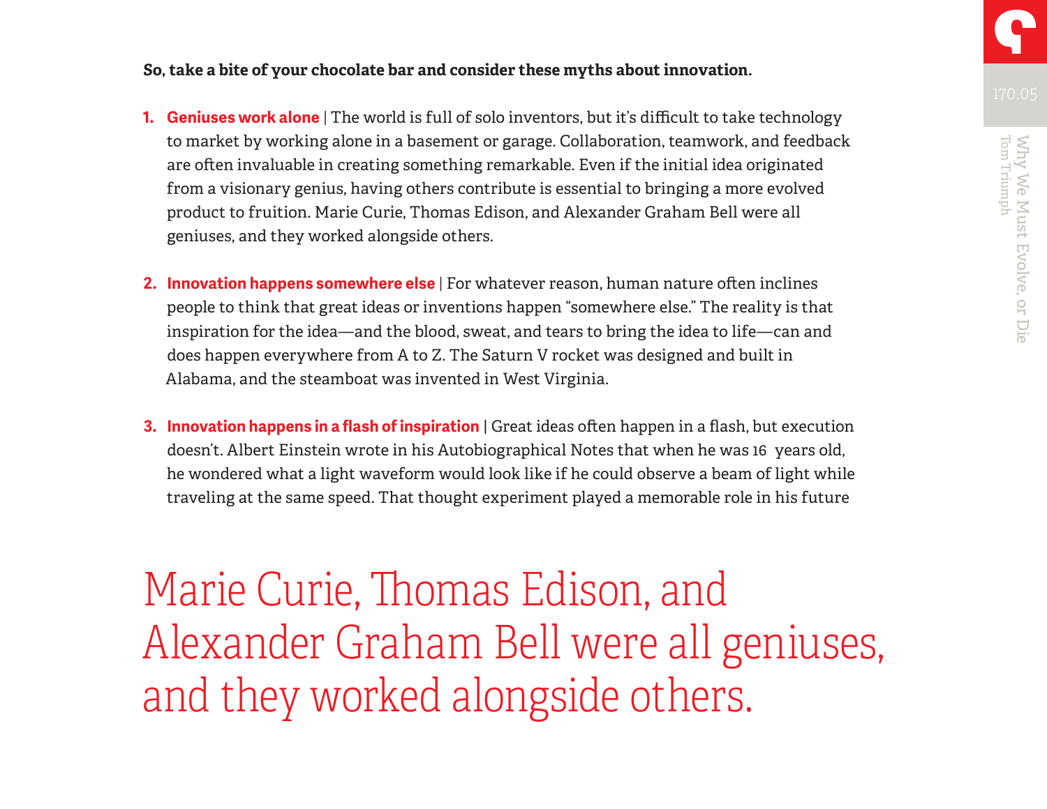**So, take a bite of your chocolate bar and consider these myths about innovation.**

1. **Geniuses work alone** | The world is full of solo inventors, but it's difficult to take technology to market by working alone in a basement or garage. Collaboration, teamwork, and feedback are often invaluable in creating something remarkable. Even if the initial idea originated from a visionary genius, having others contribute is essential to bringing a more evolved product to fruition. Marie Curie, Thomas Edison, and Alexander Graham Bell were all geniuses, and they worked alongside others.

2. **Innovation happens somewhere else** | For whatever reason, human nature often inclines people to think that great ideas or inventions happen "somewhere else." The reality is that inspiration for the idea—and the blood, sweat, and tears to bring the idea to life—can and does happen everywhere from A to Z. The Saturn V rocket was designed and built in Alabama, and the steamboat was invented in West Virginia.

3. **Innovation happens in a flash of inspiration** | Great ideas often happen in a flash, but execution doesn't. Albert Einstein wrote in his Autobiographical Notes that when he was 16 years old, he wondered what a light waveform would look like if he could observe a beam of light while traveling at the same speed. That thought experiment played a memorable role in his future

Marie Curie, Thomas Edison, and Alexander Graham Bell were all geniuses, and they worked alongside others.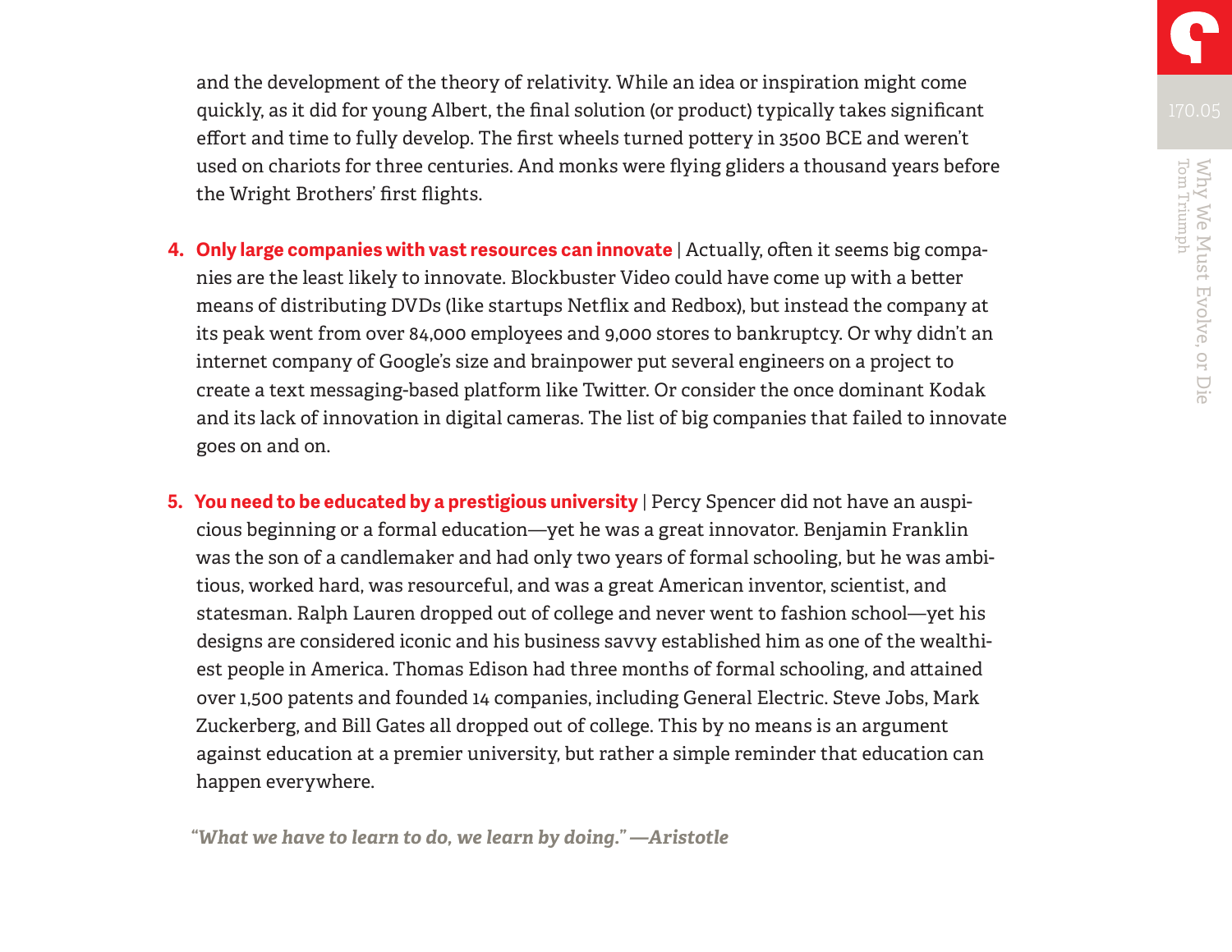and the development of the theory of relativity. While an idea or inspiration might come quickly, as it did for young Albert, the final solution (or product) typically takes significant effort and time to fully develop. The first wheels turned pottery in 3500 BCE and weren't used on chariots for three centuries. And monks were flying gliders a thousand years before the Wright Brothers' first flights.

4. **Only large companies with vast resources can innovate** | Actually, often it seems big companies are the least likely to innovate. Blockbuster Video could have come up with a better means of distributing DVDs (like startups Netflix and Redbox), but instead the company at its peak went from over 84,000 employees and 9,000 stores to bankruptcy. Or why didn't an internet company of Google's size and brainpower put several engineers on a project to create a text messaging-based platform like Twitter. Or consider the once dominant Kodak and its lack of innovation in digital cameras. The list of big companies that failed to innovate goes on and on.

5. **You need to be educated by a prestigious university** | Percy Spencer did not have an auspicious beginning or a formal education—yet he was a great innovator. Benjamin Franklin was the son of a candlemaker and had only two years of formal schooling, but he was ambitious, worked hard, was resourceful, and was a great American inventor, scientist, and statesman. Ralph Lauren dropped out of college and never went to fashion school—yet his designs are considered iconic and his business savvy established him as one of the wealthiest people in America. Thomas Edison had three months of formal schooling, and attained over 1,500 patents and founded 14 companies, including General Electric. Steve Jobs, Mark Zuckerberg, and Bill Gates all dropped out of college. This by no means is an argument against education at a premier university, but rather a simple reminder that education can happen everywhere.

***"What we have to learn to do, we learn by doing." —Aristotle***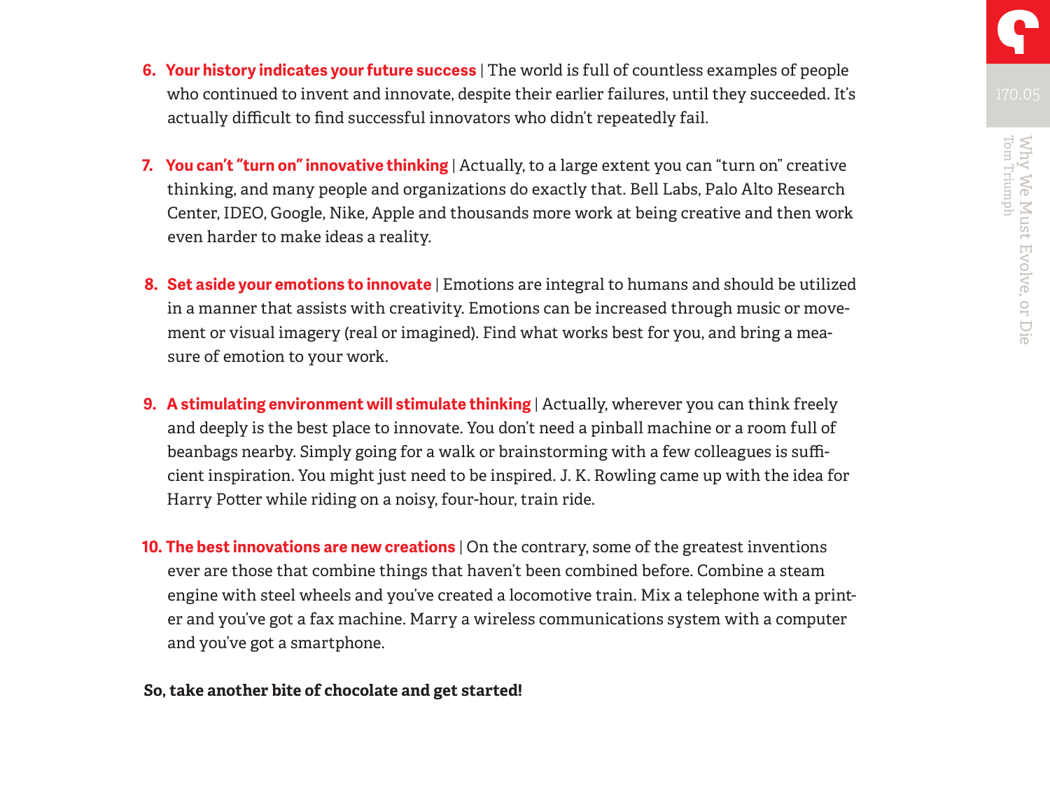6. **Your history indicates your future success** | The world is full of countless examples of people who continued to invent and innovate, despite their earlier failures, until they succeeded. It's actually difficult to find successful innovators who didn't repeatedly fail.

7. **You can't "turn on" innovative thinking** | Actually, to a large extent you can "turn on" creative thinking, and many people and organizations do exactly that. Bell Labs, Palo Alto Research Center, IDEO, Google, Nike, Apple and thousands more work at being creative and then work even harder to make ideas a reality.

8. **Set aside your emotions to innovate** | Emotions are integral to humans and should be utilized in a manner that assists with creativity. Emotions can be increased through music or movement or visual imagery (real or imagined). Find what works best for you, and bring a measure of emotion to your work.

9. **A stimulating environment will stimulate thinking** | Actually, wherever you can think freely and deeply is the best place to innovate. You don't need a pinball machine or a room full of beanbags nearby. Simply going for a walk or brainstorming with a few colleagues is sufficient inspiration. You might just need to be inspired. J. K. Rowling came up with the idea for Harry Potter while riding on a noisy, four-hour, train ride.

10. **The best innovations are new creations** | On the contrary, some of the greatest inventions ever are those that combine things that haven't been combined before. Combine a steam engine with steel wheels and you've created a locomotive train. Mix a telephone with a printer and you've got a fax machine. Marry a wireless communications system with a computer and you've got a smartphone.

**So, take another bite of chocolate and get started!**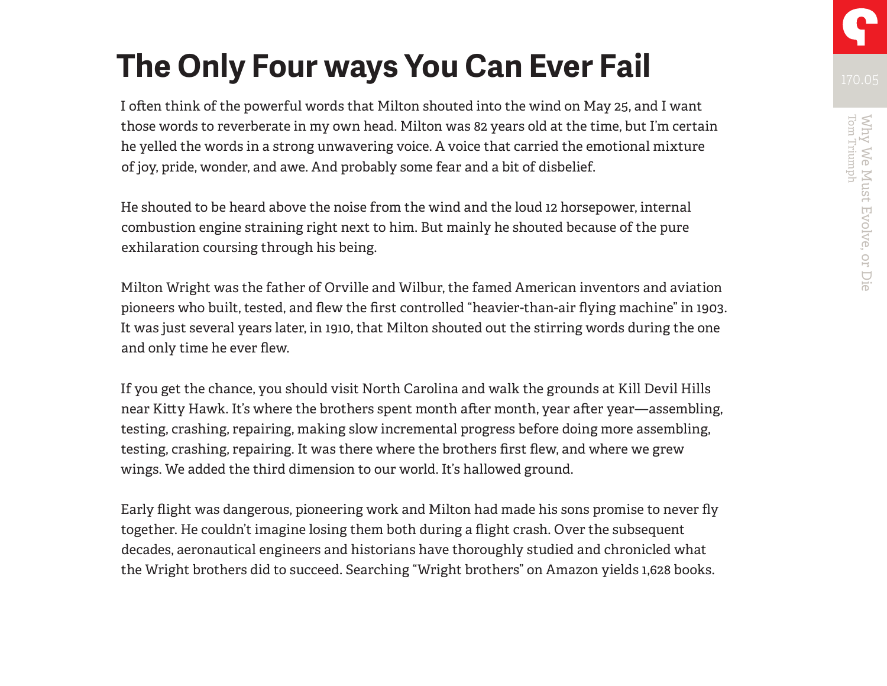# The Only Four ways You Can Ever Fail

I often think of the powerful words that Milton shouted into the wind on May 25, and I want those words to reverberate in my own head. Milton was 82 years old at the time, but I'm certain he yelled the words in a strong unwavering voice. A voice that carried the emotional mixture of joy, pride, wonder, and awe. And probably some fear and a bit of disbelief.

He shouted to be heard above the noise from the wind and the loud 12 horsepower, internal combustion engine straining right next to him. But mainly he shouted because of the pure exhilaration coursing through his being.

Milton Wright was the father of Orville and Wilbur, the famed American inventors and aviation pioneers who built, tested, and flew the first controlled "heavier-than-air flying machine" in 1903. It was just several years later, in 1910, that Milton shouted out the stirring words during the one and only time he ever flew.

If you get the chance, you should visit North Carolina and walk the grounds at Kill Devil Hills near Kitty Hawk. It's where the brothers spent month after month, year after year—assembling, testing, crashing, repairing, making slow incremental progress before doing more assembling, testing, crashing, repairing. It was there where the brothers first flew, and where we grew wings. We added the third dimension to our world. It's hallowed ground.

Early flight was dangerous, pioneering work and Milton had made his sons promise to never fly together. He couldn't imagine losing them both during a flight crash. Over the subsequent decades, aeronautical engineers and historians have thoroughly studied and chronicled what the Wright brothers did to succeed. Searching "Wright brothers" on Amazon yields 1,628 books.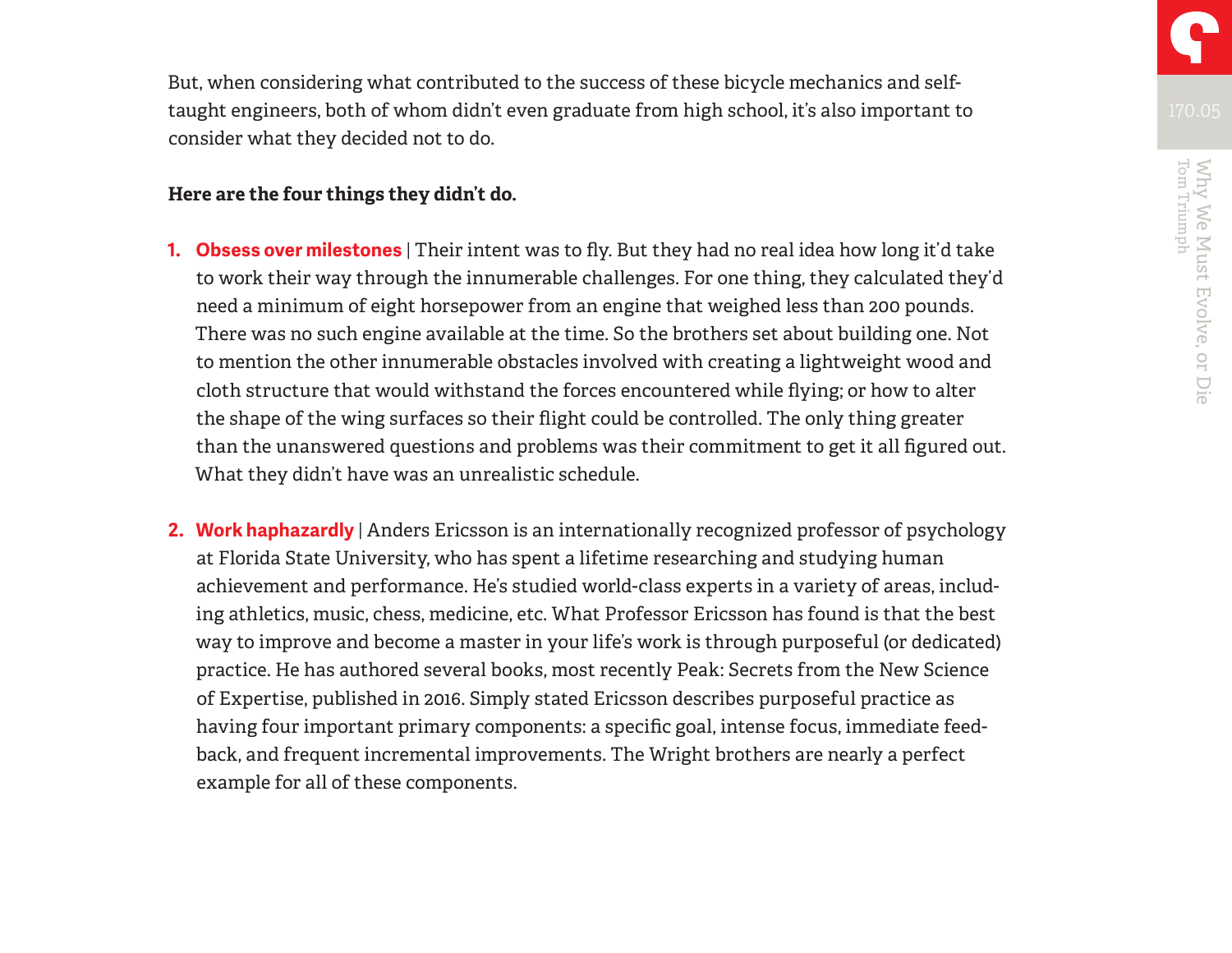But, when considering what contributed to the success of these bicycle mechanics and self-taught engineers, both of whom didn't even graduate from high school, it's also important to consider what they decided not to do.

**Here are the four things they didn't do.**

1. **Obsess over milestones** | Their intent was to fly. But they had no real idea how long it'd take to work their way through the innumerable challenges. For one thing, they calculated they'd need a minimum of eight horsepower from an engine that weighed less than 200 pounds. There was no such engine available at the time. So the brothers set about building one. Not to mention the other innumerable obstacles involved with creating a lightweight wood and cloth structure that would withstand the forces encountered while flying; or how to alter the shape of the wing surfaces so their flight could be controlled. The only thing greater than the unanswered questions and problems was their commitment to get it all figured out. What they didn't have was an unrealistic schedule.

2. **Work haphazardly** | Anders Ericsson is an internationally recognized professor of psychology at Florida State University, who has spent a lifetime researching and studying human achievement and performance. He's studied world-class experts in a variety of areas, including athletics, music, chess, medicine, etc. What Professor Ericsson has found is that the best way to improve and become a master in your life's work is through purposeful (or dedicated) practice. He has authored several books, most recently Peak: Secrets from the New Science of Expertise, published in 2016. Simply stated Ericsson describes purposeful practice as having four important primary components: a specific goal, intense focus, immediate feedback, and frequent incremental improvements. The Wright brothers are nearly a perfect example for all of these components.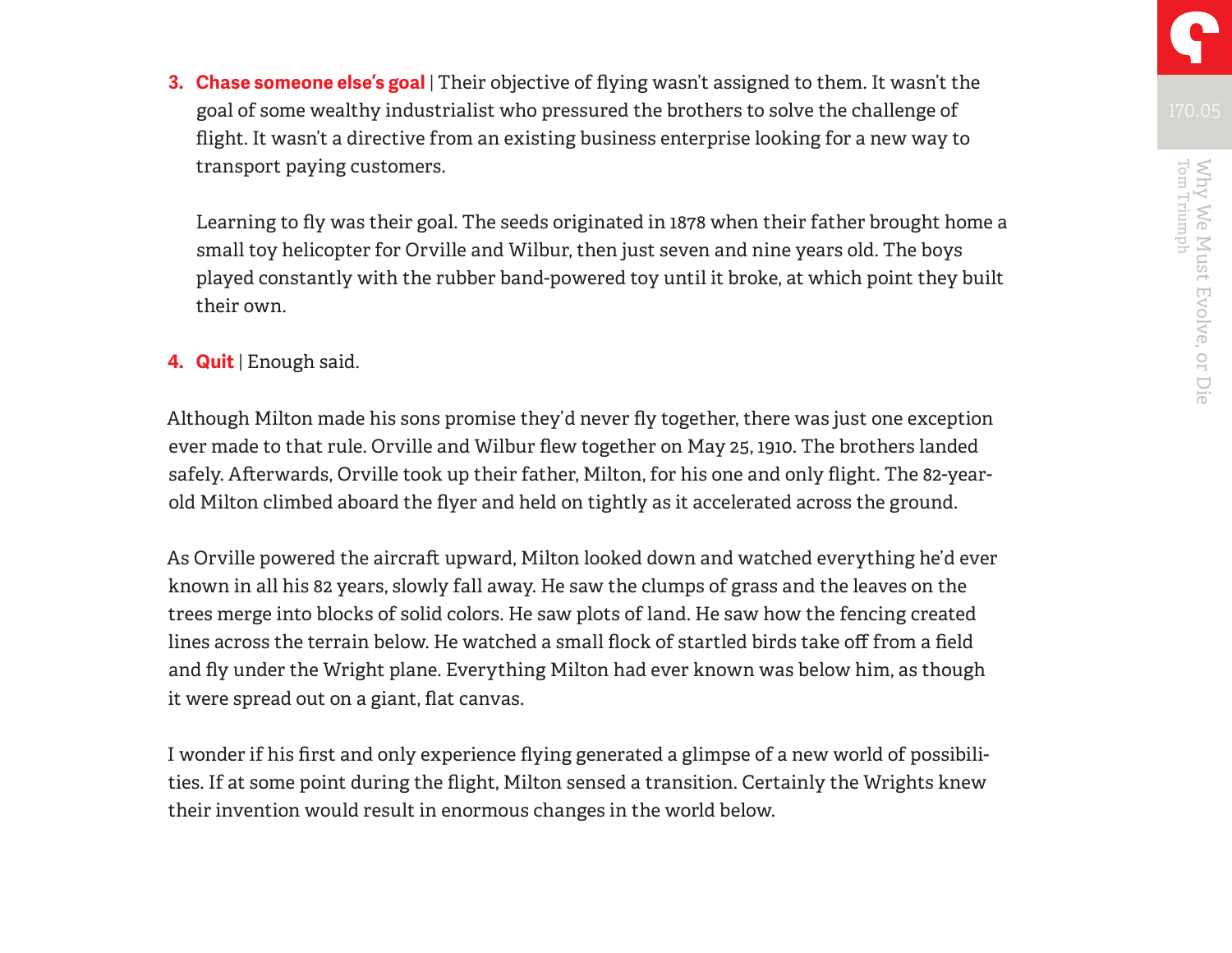3. **Chase someone else's goal** | Their objective of flying wasn't assigned to them. It wasn't the goal of some wealthy industrialist who pressured the brothers to solve the challenge of flight. It wasn't a directive from an existing business enterprise looking for a new way to transport paying customers.

   Learning to fly was their goal. The seeds originated in 1878 when their father brought home a small toy helicopter for Orville and Wilbur, then just seven and nine years old. The boys played constantly with the rubber band-powered toy until it broke, at which point they built their own.

4. **Quit** | Enough said.

Although Milton made his sons promise they'd never fly together, there was just one exception ever made to that rule. Orville and Wilbur flew together on May 25, 1910. The brothers landed safely. Afterwards, Orville took up their father, Milton, for his one and only flight. The 82-year-old Milton climbed aboard the flyer and held on tightly as it accelerated across the ground.

As Orville powered the aircraft upward, Milton looked down and watched everything he'd ever known in all his 82 years, slowly fall away. He saw the clumps of grass and the leaves on the trees merge into blocks of solid colors. He saw plots of land. He saw how the fencing created lines across the terrain below. He watched a small flock of startled birds take off from a field and fly under the Wright plane. Everything Milton had ever known was below him, as though it were spread out on a giant, flat canvas.

I wonder if his first and only experience flying generated a glimpse of a new world of possibilities. If at some point during the flight, Milton sensed a transition. Certainly the Wrights knew their invention would result in enormous changes in the world below.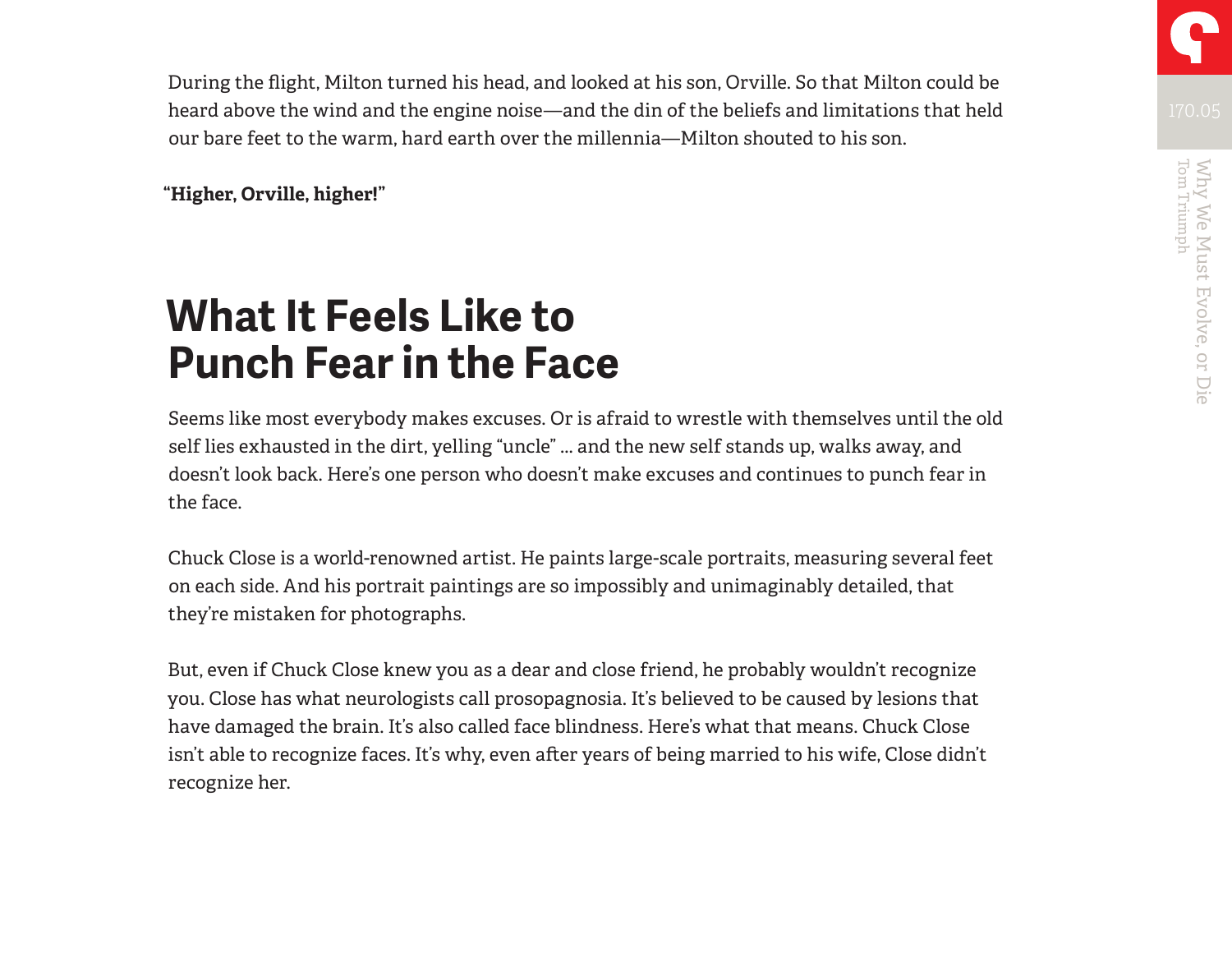During the flight, Milton turned his head, and looked at his son, Orville. So that Milton could be heard above the wind and the engine noise—and the din of the beliefs and limitations that held our bare feet to the warm, hard earth over the millennia—Milton shouted to his son.

**"Higher, Orville, higher!"**

# What It Feels Like to Punch Fear in the Face

Seems like most everybody makes excuses. Or is afraid to wrestle with themselves until the old self lies exhausted in the dirt, yelling "uncle" ... and the new self stands up, walks away, and doesn't look back. Here's one person who doesn't make excuses and continues to punch fear in the face.

Chuck Close is a world-renowned artist. He paints large-scale portraits, measuring several feet on each side. And his portrait paintings are so impossibly and unimaginably detailed, that they're mistaken for photographs.

But, even if Chuck Close knew you as a dear and close friend, he probably wouldn't recognize you. Close has what neurologists call prosopagnosia. It's believed to be caused by lesions that have damaged the brain. It's also called face blindness. Here's what that means. Chuck Close isn't able to recognize faces. It's why, even after years of being married to his wife, Close didn't recognize her.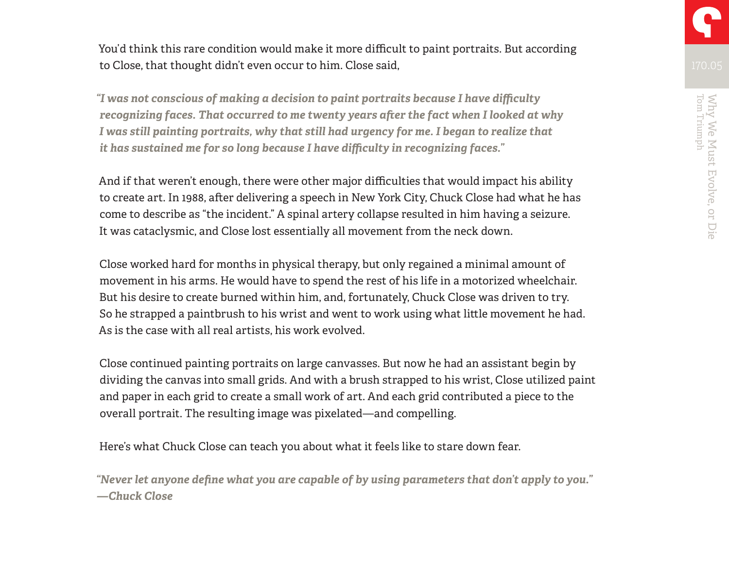You'd think this rare condition would make it more difficult to paint portraits. But according to Close, that thought didn't even occur to him. Close said,

***"I was not conscious of making a decision to paint portraits because I have difficulty recognizing faces. That occurred to me twenty years after the fact when I looked at why I was still painting portraits, why that still had urgency for me. I began to realize that it has sustained me for so long because I have difficulty in recognizing faces."***

And if that weren't enough, there were other major difficulties that would impact his ability to create art. In 1988, after delivering a speech in New York City, Chuck Close had what he has come to describe as "the incident." A spinal artery collapse resulted in him having a seizure. It was cataclysmic, and Close lost essentially all movement from the neck down.

Close worked hard for months in physical therapy, but only regained a minimal amount of movement in his arms. He would have to spend the rest of his life in a motorized wheelchair. But his desire to create burned within him, and, fortunately, Chuck Close was driven to try. So he strapped a paintbrush to his wrist and went to work using what little movement he had. As is the case with all real artists, his work evolved.

Close continued painting portraits on large canvasses. But now he had an assistant begin by dividing the canvas into small grids. And with a brush strapped to his wrist, Close utilized paint and paper in each grid to create a small work of art. And each grid contributed a piece to the overall portrait. The resulting image was pixelated—and compelling.

Here's what Chuck Close can teach you about what it feels like to stare down fear.

***"Never let anyone define what you are capable of by using parameters that don't apply to you."***
***—Chuck Close***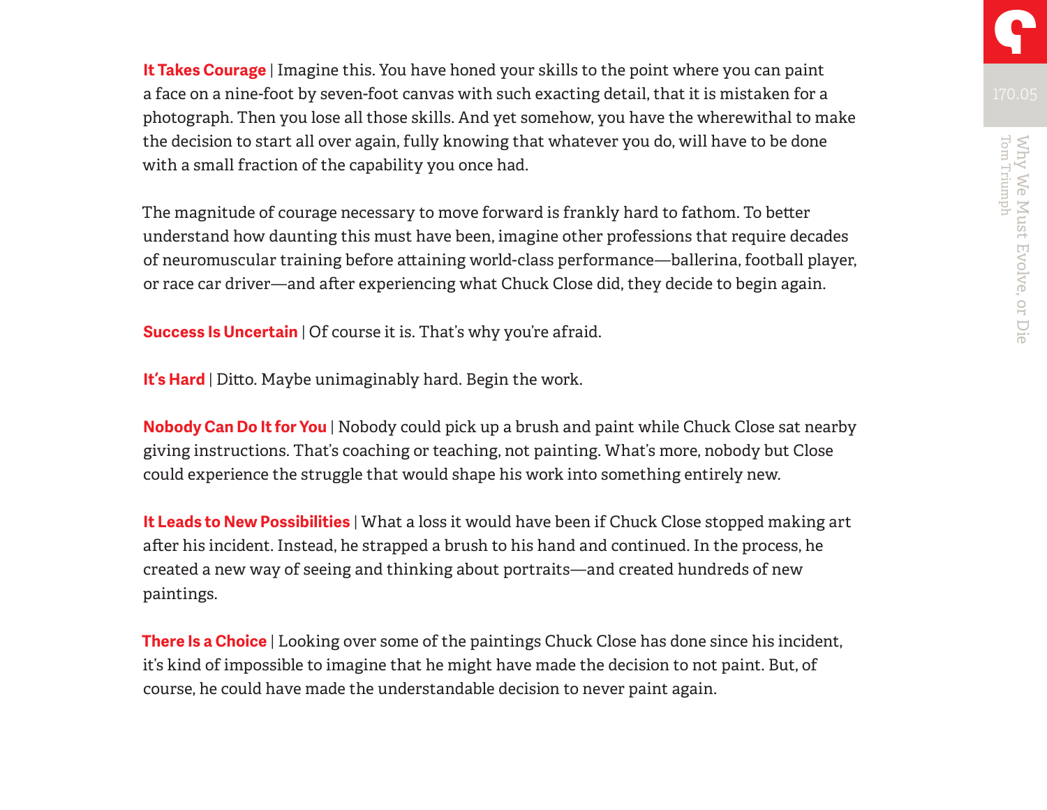**It Takes Courage** | Imagine this. You have honed your skills to the point where you can paint a face on a nine-foot by seven-foot canvas with such exacting detail, that it is mistaken for a photograph. Then you lose all those skills. And yet somehow, you have the wherewithal to make the decision to start all over again, fully knowing that whatever you do, will have to be done with a small fraction of the capability you once had.

The magnitude of courage necessary to move forward is frankly hard to fathom. To better understand how daunting this must have been, imagine other professions that require decades of neuromuscular training before attaining world-class performance—ballerina, football player, or race car driver—and after experiencing what Chuck Close did, they decide to begin again.

**Success Is Uncertain** | Of course it is. That's why you're afraid.

**It's Hard** | Ditto. Maybe unimaginably hard. Begin the work.

**Nobody Can Do It for You** | Nobody could pick up a brush and paint while Chuck Close sat nearby giving instructions. That's coaching or teaching, not painting. What's more, nobody but Close could experience the struggle that would shape his work into something entirely new.

**It Leads to New Possibilities** | What a loss it would have been if Chuck Close stopped making art after his incident. Instead, he strapped a brush to his hand and continued. In the process, he created a new way of seeing and thinking about portraits—and created hundreds of new paintings.

**There Is a Choice** | Looking over some of the paintings Chuck Close has done since his incident, it's kind of impossible to imagine that he might have made the decision to not paint. But, of course, he could have made the understandable decision to never paint again.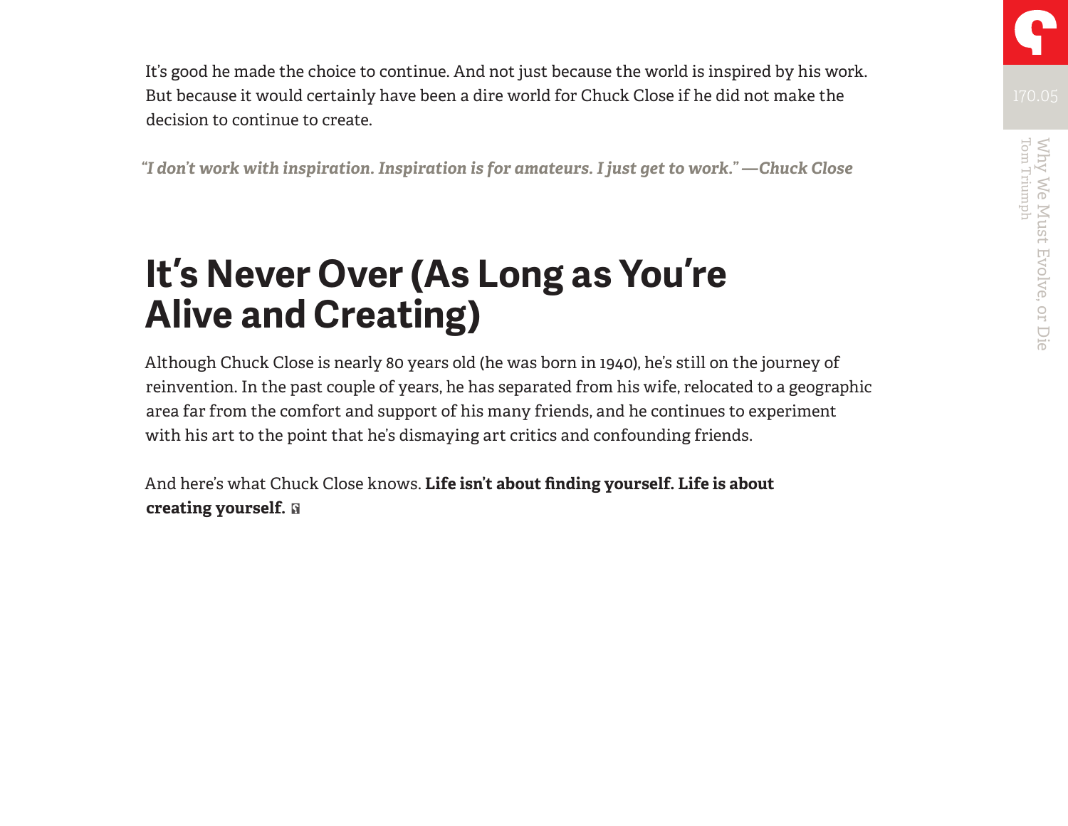It's good he made the choice to continue. And not just because the world is inspired by his work. But because it would certainly have been a dire world for Chuck Close if he did not make the decision to continue to create.

*"I don't work with inspiration. Inspiration is for amateurs. I just get to work." —Chuck Close*

## It's Never Over (As Long as You're Alive and Creating)

Although Chuck Close is nearly 80 years old (he was born in 1940), he's still on the journey of reinvention. In the past couple of years, he has separated from his wife, relocated to a geographic area far from the comfort and support of his many friends, and he continues to experiment with his art to the point that he's dismaying art critics and confounding friends.

And here's what Chuck Close knows. **Life isn't about finding yourself. Life is about creating yourself.**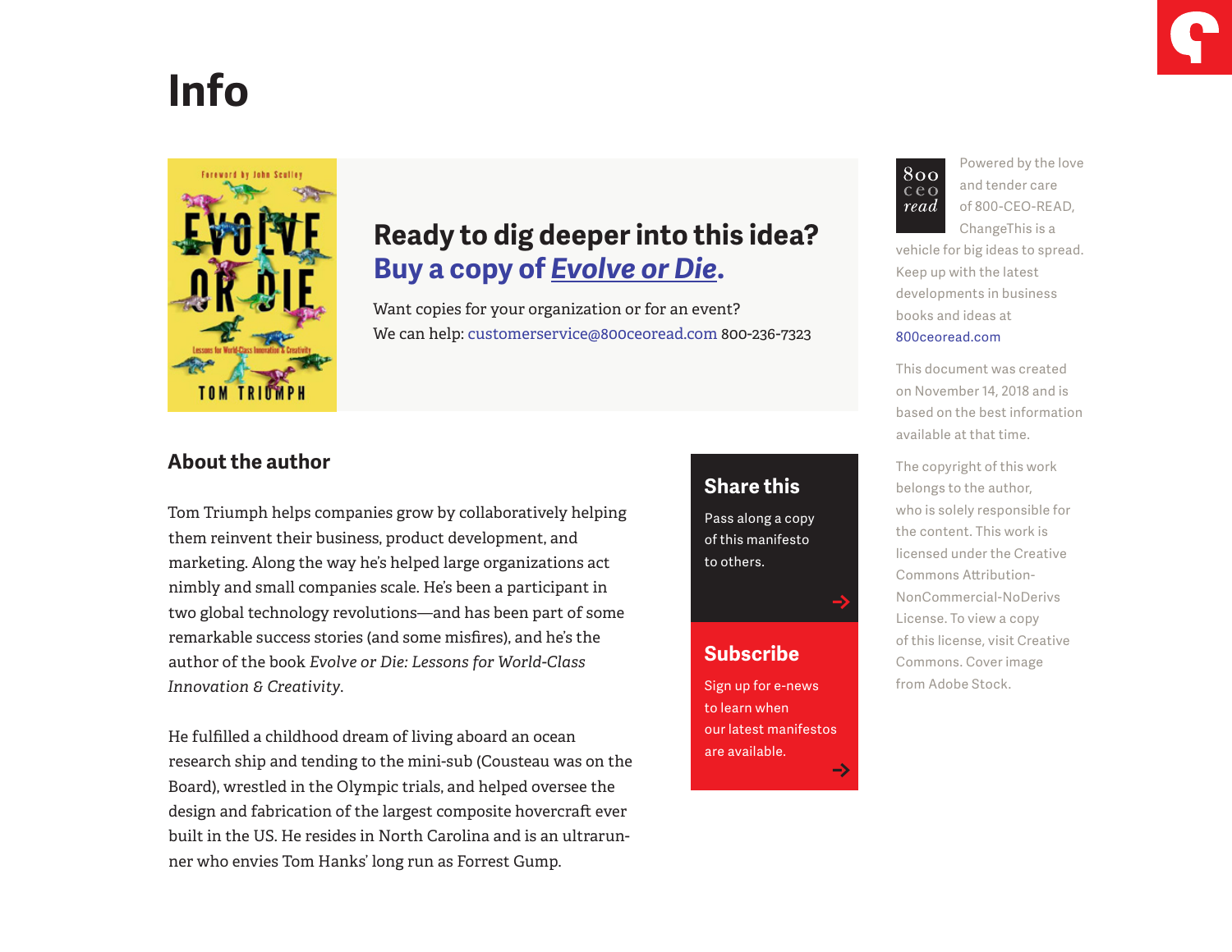# Info

## Ready to dig deeper into this idea?

## Buy a copy of *Evolve or Die*.

Want copies for your organization or for an event?
We can help: customerservice@800ceoread.com 800-236-7323

## About the author

Tom Triumph helps companies grow by collaboratively helping them reinvent their business, product development, and marketing. Along the way he's helped large organizations act nimbly and small companies scale. He's been a participant in two global technology revolutions—and has been part of some remarkable success stories (and some misfires), and he's the author of the book *Evolve or Die: Lessons for World-Class Innovation & Creativity*.

He fulfilled a childhood dream of living aboard an ocean research ship and tending to the mini-sub (Cousteau was on the Board), wrestled in the Olympic trials, and helped oversee the design and fabrication of the largest composite hovercraft ever built in the US. He resides in North Carolina and is an ultrarunner who envies Tom Hanks' long run as Forrest Gump.

### Share this

Pass along a copy of this manifesto to others.

### Subscribe

Sign up for e-news to learn when our latest manifestos are available.

Powered by the love and tender care of 800-CEO-READ, ChangeThis is a vehicle for big ideas to spread. Keep up with the latest developments in business books and ideas at 800ceoread.com

This document was created on November 14, 2018 and is based on the best information available at that time.

The copyright of this work belongs to the author, who is solely responsible for the content. This work is licensed under the Creative Commons Attribution-NonCommercial-NoDerivs License. To view a copy of this license, visit Creative Commons. Cover image from Adobe Stock.